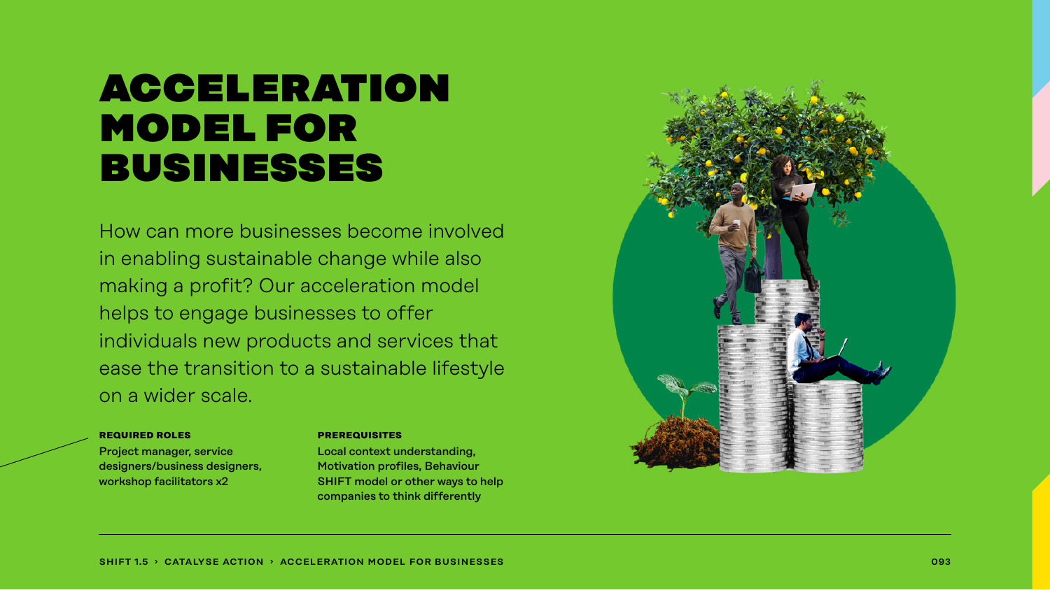# ACCELERATION MODEL FOR BUSINESSES

How can more businesses become involved in enabling sustainable change while also making a profit? Our acceleration model helps to engage businesses to offer individuals new products and services that ease the transition to a sustainable lifestyle on a wider scale.

**REQUIRED ROLES**

Project manager, service designers/business designers, workshop facilitators x2

**PREREQUISITES**

Local context understanding, Motivation profiles, Behaviour SHIFT model or other ways to help companies to think differently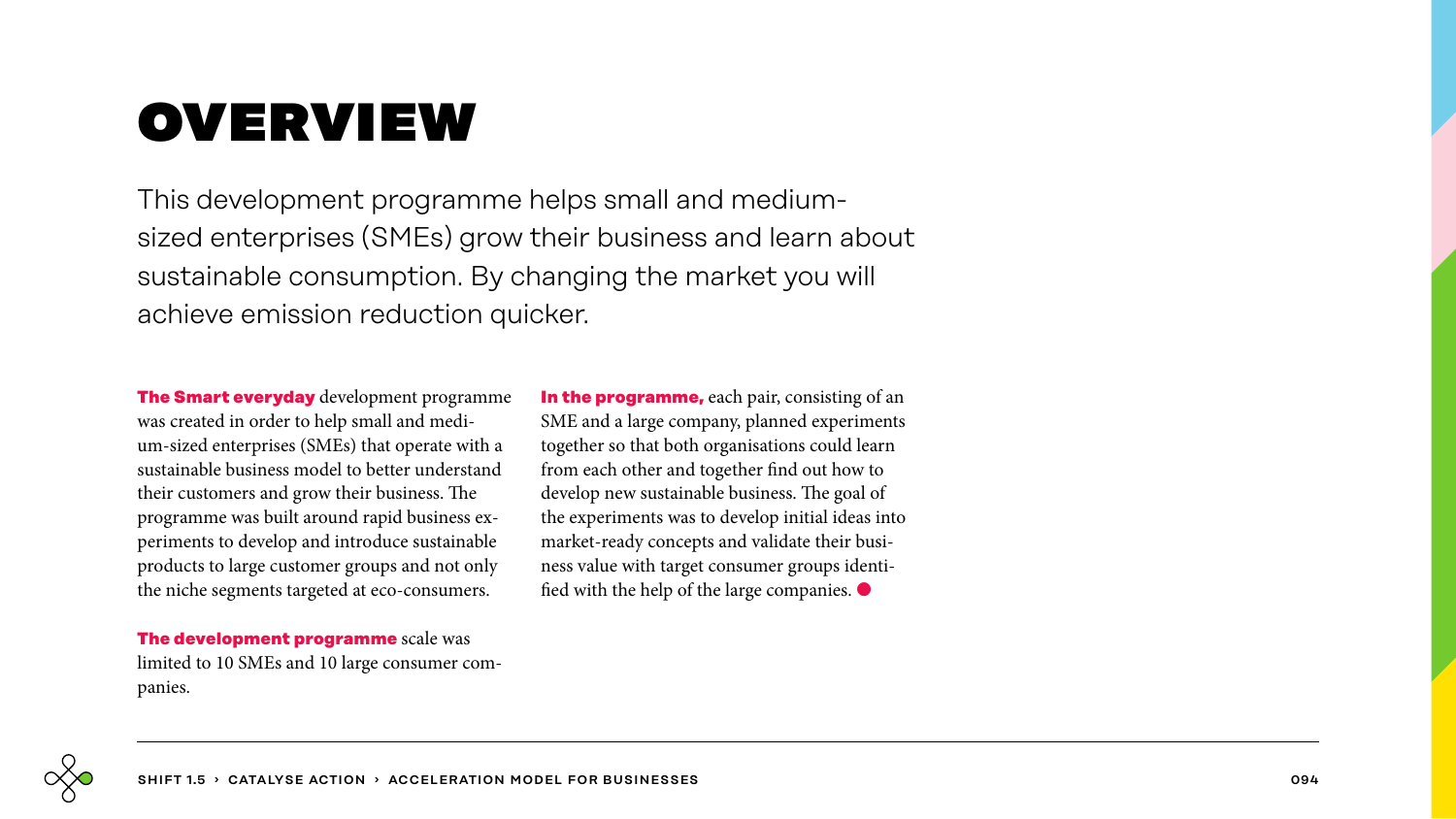# OVERVIEW

This development programme helps small and medium-sized enterprises (SMEs) grow their business and learn about sustainable consumption. By changing the market you will achieve emission reduction quicker.

**The Smart everyday** development programme was created in order to help small and medium-sized enterprises (SMEs) that operate with a sustainable business model to better understand their customers and grow their business. The programme was built around rapid business experiments to develop and introduce sustainable products to large customer groups and not only the niche segments targeted at eco-consumers.

**The development programme** scale was limited to 10 SMEs and 10 large consumer companies.

**In the programme,** each pair, consisting of an SME and a large company, planned experiments together so that both organisations could learn from each other and together find out how to develop new sustainable business. The goal of the experiments was to develop initial ideas into market-ready concepts and validate their business value with target consumer groups identified with the help of the large companies.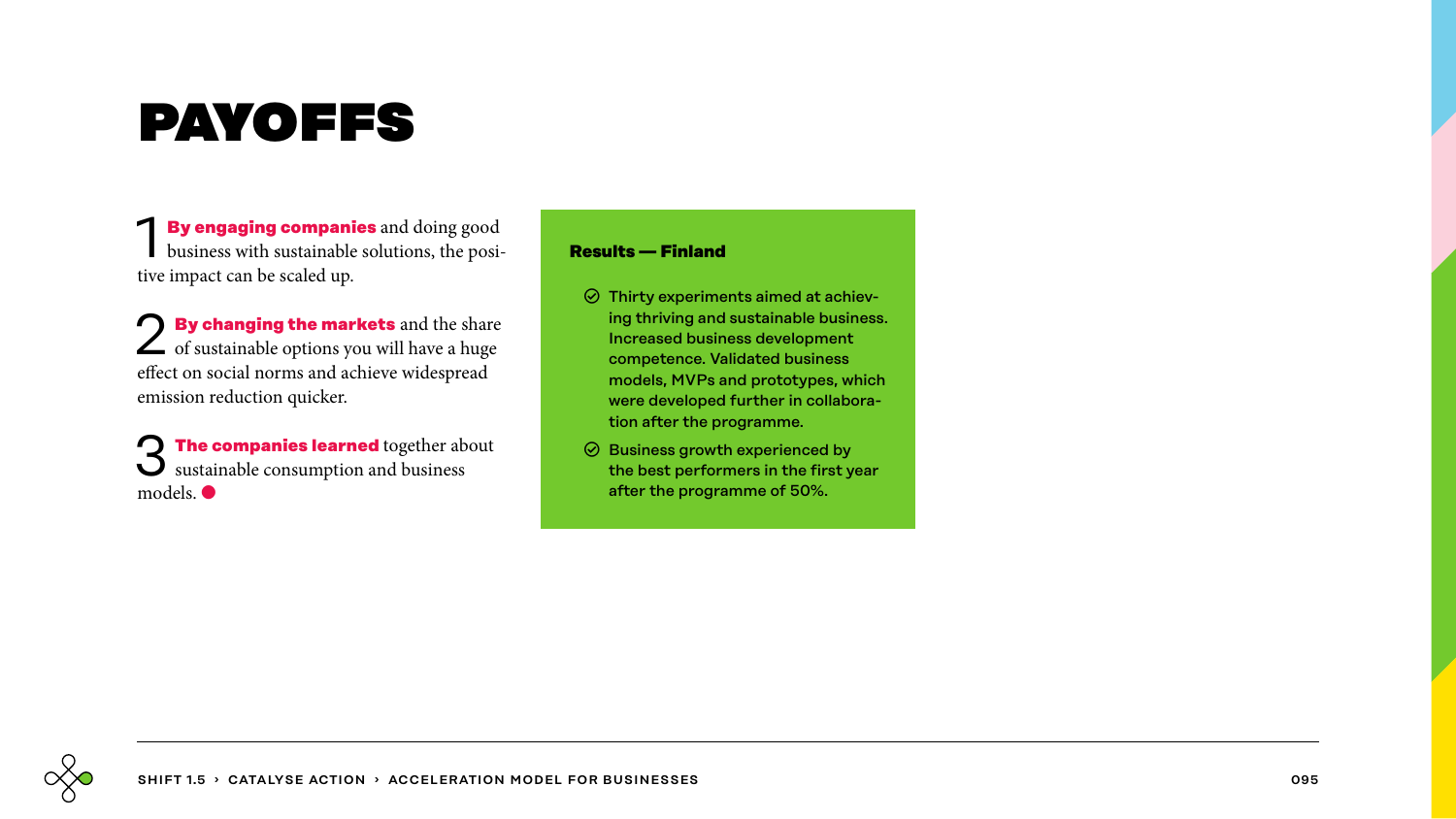# PAYOFFS

1 **By engaging companies** and doing good business with sustainable solutions, the positive impact can be scaled up.

2 **By changing the markets** and the share of sustainable options you will have a huge effect on social norms and achieve widespread emission reduction quicker.

3 **The companies learned** together about sustainable consumption and business models.

**Results — Finland**

- Thirty experiments aimed at achieving thriving and sustainable business. Increased business development competence. Validated business models, MVPs and prototypes, which were developed further in collaboration after the programme.
- Business growth experienced by the best performers in the first year after the programme of 50%.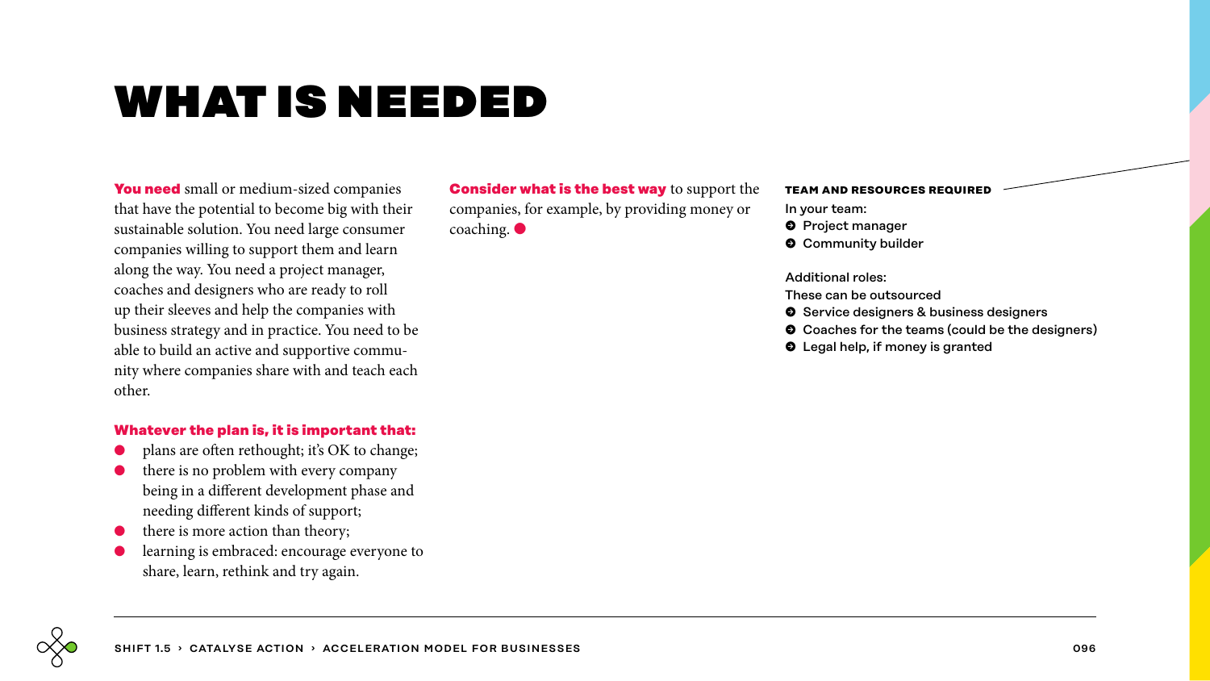# WHAT IS NEEDED

**You need** small or medium-sized companies that have the potential to become big with their sustainable solution. You need large consumer companies willing to support them and learn along the way. You need a project manager, coaches and designers who are ready to roll up their sleeves and help the companies with business strategy and in practice. You need to be able to build an active and supportive community where companies share with and teach each other.

**Whatever the plan is, it is important that:**

- plans are often rethought; it's OK to change;
- there is no problem with every company being in a different development phase and needing different kinds of support;
- there is more action than theory;
- learning is embraced: encourage everyone to share, learn, rethink and try again.

**Consider what is the best way** to support the companies, for example, by providing money or coaching.

**TEAM AND RESOURCES REQUIRED**

In your team:

- Project manager
- Community builder

Additional roles:
These can be outsourced

- Service designers & business designers
- Coaches for the teams (could be the designers)
- Legal help, if money is granted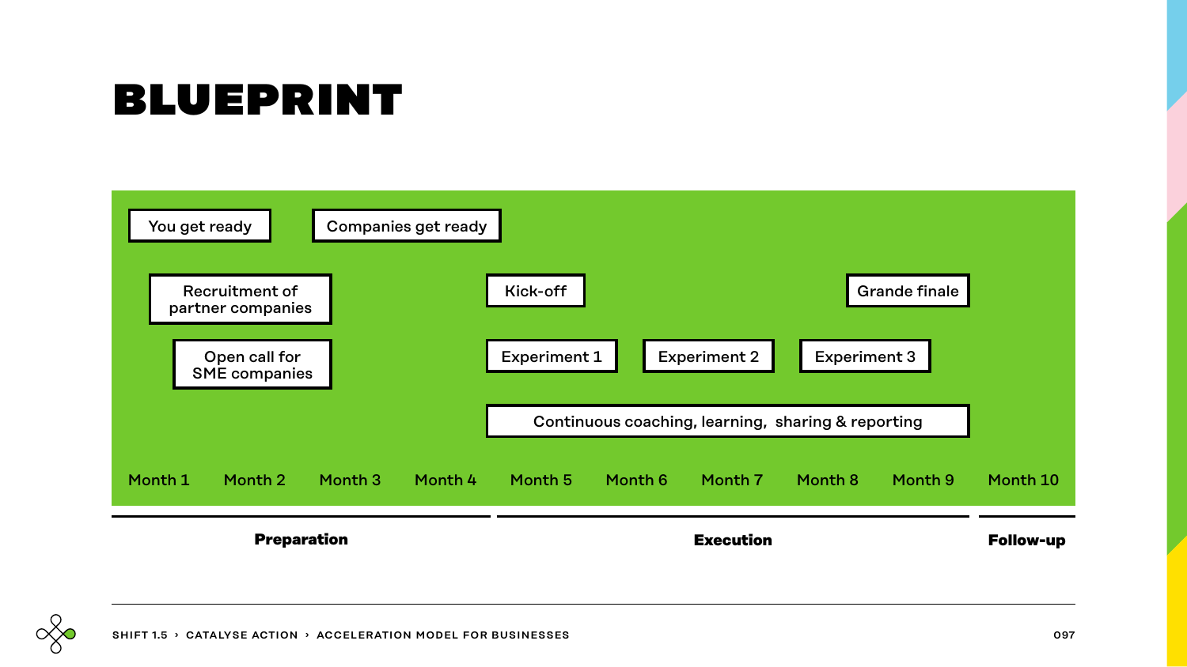# BLUEPRINT

| Month 1 | Month 2 | Month 3 | Month 4 | Month 5 | Month 6 | Month 7 | Month 8 | Month 9 | Month 10 |
|---|---|---|---|---|---|---|---|---|---|
| You get ready | | Companies get ready | | | | | | | |
| Recruitment of partner companies | | | | Kick-off | | | | Grande finale | |
| Open call for SME companies | | | | Experiment 1 | Experiment 2 | | Experiment 3 | | |
| | | | | Continuous coaching, learning, sharing & reporting | | | | | |

**Preparation** (Month 1 – Month 4)

**Execution** (Month 5 – Month 9)

**Follow-up** (Month 10)

SHIFT 1.5 › CATALYSE ACTION › ACCELERATION MODEL FOR BUSINESSES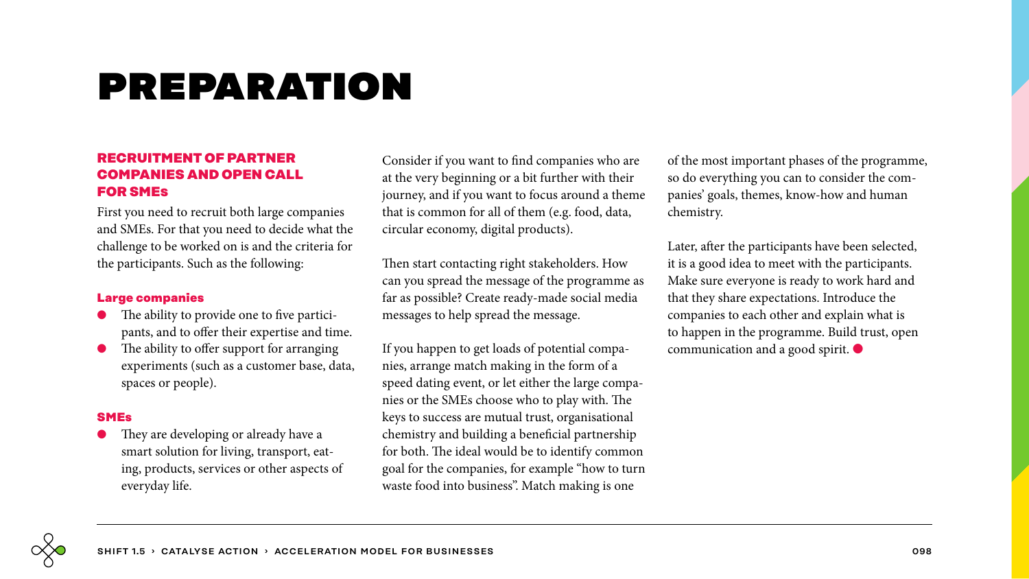# PREPARATION

## RECRUITMENT OF PARTNER COMPANIES AND OPEN CALL FOR SMEs

First you need to recruit both large companies and SMEs. For that you need to decide what the challenge to be worked on is and the criteria for the participants. Such as the following:

### Large companies

- The ability to provide one to five participants, and to offer their expertise and time.
- The ability to offer support for arranging experiments (such as a customer base, data, spaces or people).

### SMEs

- They are developing or already have a smart solution for living, transport, eating, products, services or other aspects of everyday life.

Consider if you want to find companies who are at the very beginning or a bit further with their journey, and if you want to focus around a theme that is common for all of them (e.g. food, data, circular economy, digital products).

Then start contacting right stakeholders. How can you spread the message of the programme as far as possible? Create ready-made social media messages to help spread the message.

If you happen to get loads of potential companies, arrange match making in the form of a speed dating event, or let either the large companies or the SMEs choose who to play with. The keys to success are mutual trust, organisational chemistry and building a beneficial partnership for both. The ideal would be to identify common goal for the companies, for example "how to turn waste food into business". Match making is one of the most important phases of the programme, so do everything you can to consider the companies' goals, themes, know-how and human chemistry.

Later, after the participants have been selected, it is a good idea to meet with the participants. Make sure everyone is ready to work hard and that they share expectations. Introduce the companies to each other and explain what is to happen in the programme. Build trust, open communication and a good spirit.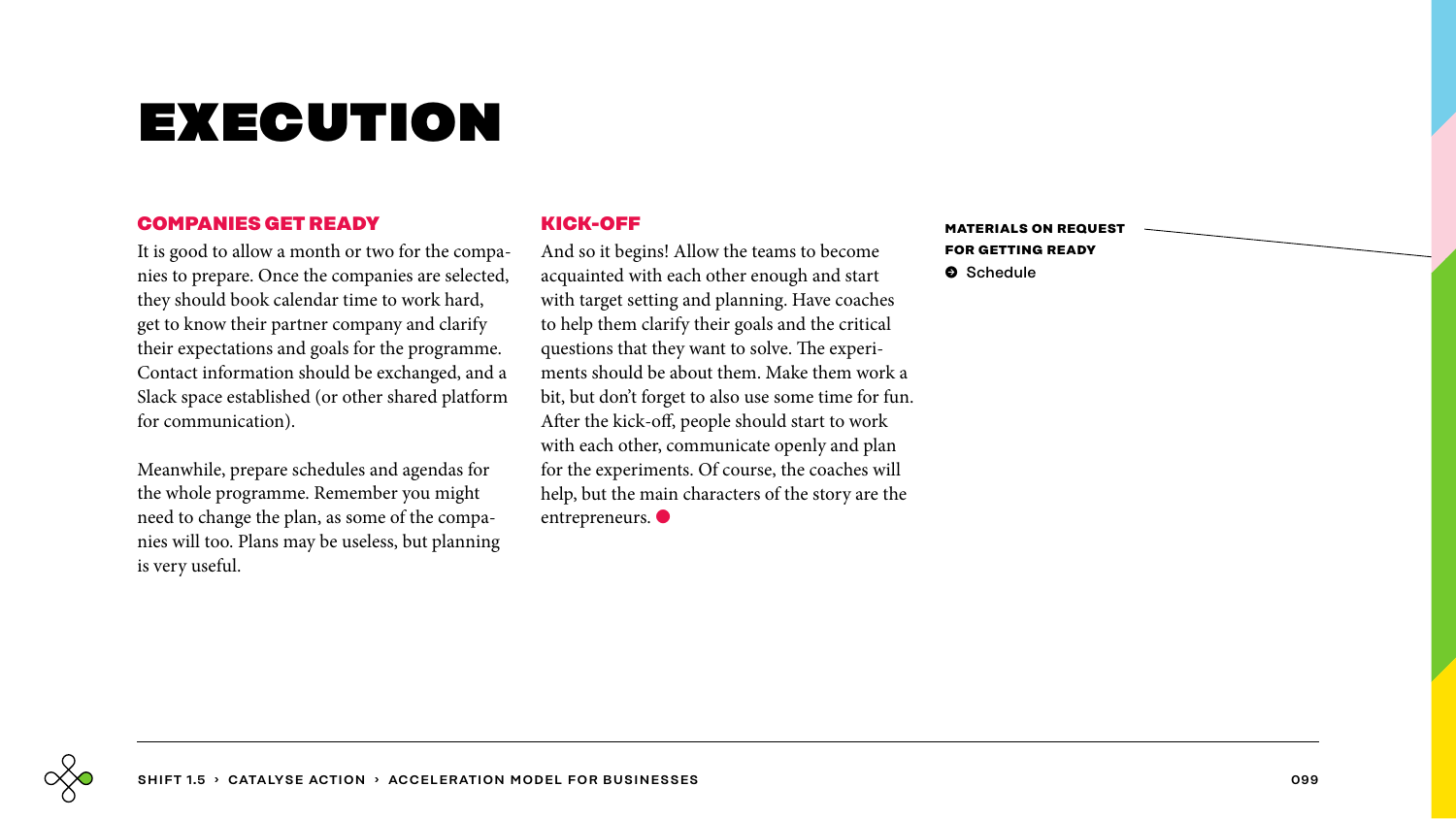# EXECUTION

## COMPANIES GET READY

It is good to allow a month or two for the companies to prepare. Once the companies are selected, they should book calendar time to work hard, get to know their partner company and clarify their expectations and goals for the programme. Contact information should be exchanged, and a Slack space established (or other shared platform for communication).

Meanwhile, prepare schedules and agendas for the whole programme. Remember you might need to change the plan, as some of the companies will too. Plans may be useless, but planning is very useful.

## KICK-OFF

And so it begins! Allow the teams to become acquainted with each other enough and start with target setting and planning. Have coaches to help them clarify their goals and the critical questions that they want to solve. The experiments should be about them. Make them work a bit, but don't forget to also use some time for fun. After the kick-off, people should start to work with each other, communicate openly and plan for the experiments. Of course, the coaches will help, but the main characters of the story are the entrepreneurs.

**MATERIALS ON REQUEST FOR GETTING READY**

- Schedule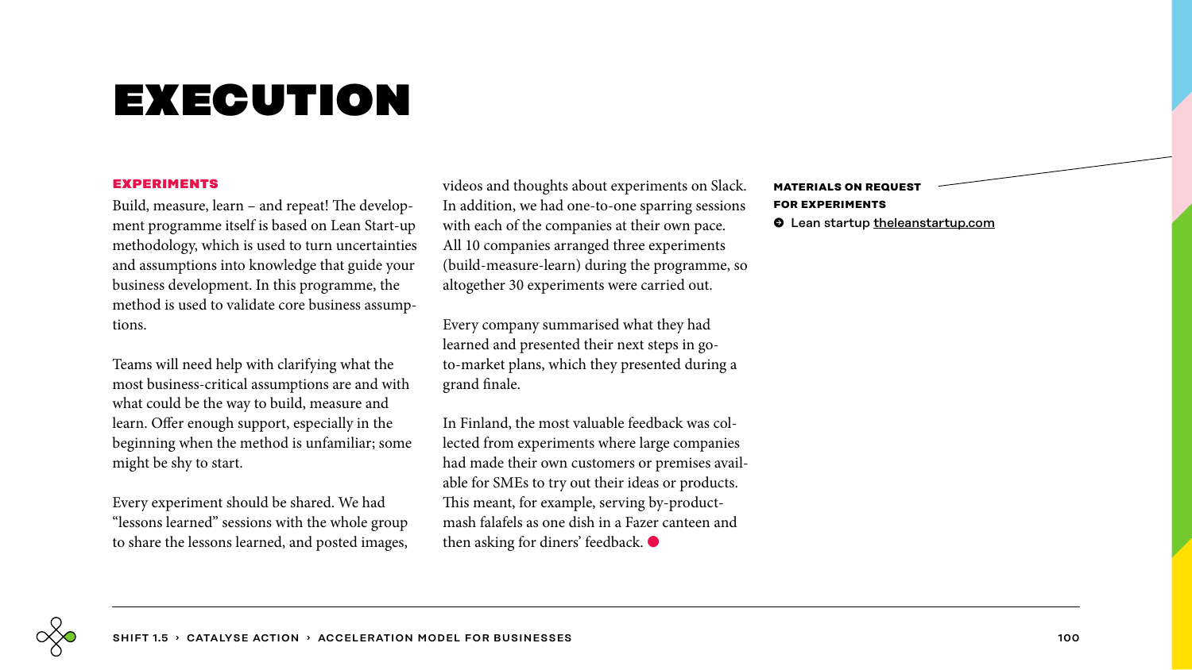# EXECUTION

## EXPERIMENTS

Build, measure, learn – and repeat! The development programme itself is based on Lean Start-up methodology, which is used to turn uncertainties and assumptions into knowledge that guide your business development. In this programme, the method is used to validate core business assumptions.

Teams will need help with clarifying what the most business-critical assumptions are and with what could be the way to build, measure and learn. Offer enough support, especially in the beginning when the method is unfamiliar; some might be shy to start.

Every experiment should be shared. We had "lessons learned" sessions with the whole group to share the lessons learned, and posted images, videos and thoughts about experiments on Slack. In addition, we had one-to-one sparring sessions with each of the companies at their own pace. All 10 companies arranged three experiments (build-measure-learn) during the programme, so altogether 30 experiments were carried out.

Every company summarised what they had learned and presented their next steps in go-to-market plans, which they presented during a grand finale.

In Finland, the most valuable feedback was collected from experiments where large companies had made their own customers or premises available for SMEs to try out their ideas or products. This meant, for example, serving by-product-mash falafels as one dish in a Fazer canteen and then asking for diners' feedback.

**MATERIALS ON REQUEST FOR EXPERIMENTS**

- Lean startup theleanstartup.com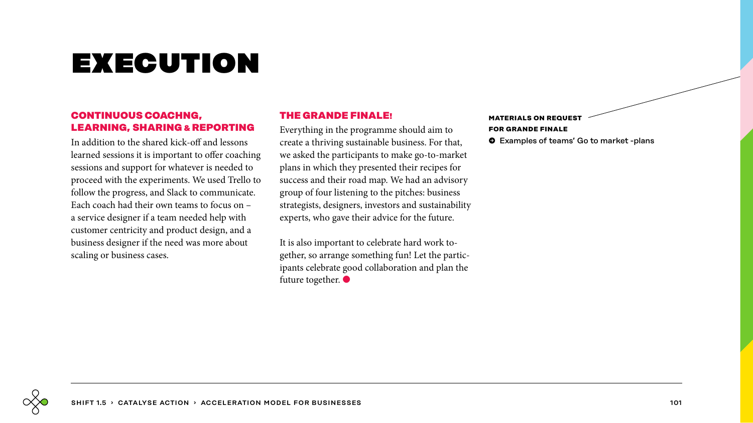# EXECUTION

## CONTINUOUS COACHNG, LEARNING, SHARING & REPORTING

In addition to the shared kick-off and lessons learned sessions it is important to offer coaching sessions and support for whatever is needed to proceed with the experiments. We used Trello to follow the progress, and Slack to communicate. Each coach had their own teams to focus on – a service designer if a team needed help with customer centricity and product design, and a business designer if the need was more about scaling or business cases.

## THE GRANDE FINALE!

Everything in the programme should aim to create a thriving sustainable business. For that, we asked the participants to make go-to-market plans in which they presented their recipes for success and their road map. We had an advisory group of four listening to the pitches: business strategists, designers, investors and sustainability experts, who gave their advice for the future.

It is also important to celebrate hard work together, so arrange something fun! Let the participants celebrate good collaboration and plan the future together.

**MATERIALS ON REQUEST FOR GRANDE FINALE**

- Examples of teams' Go to market -plans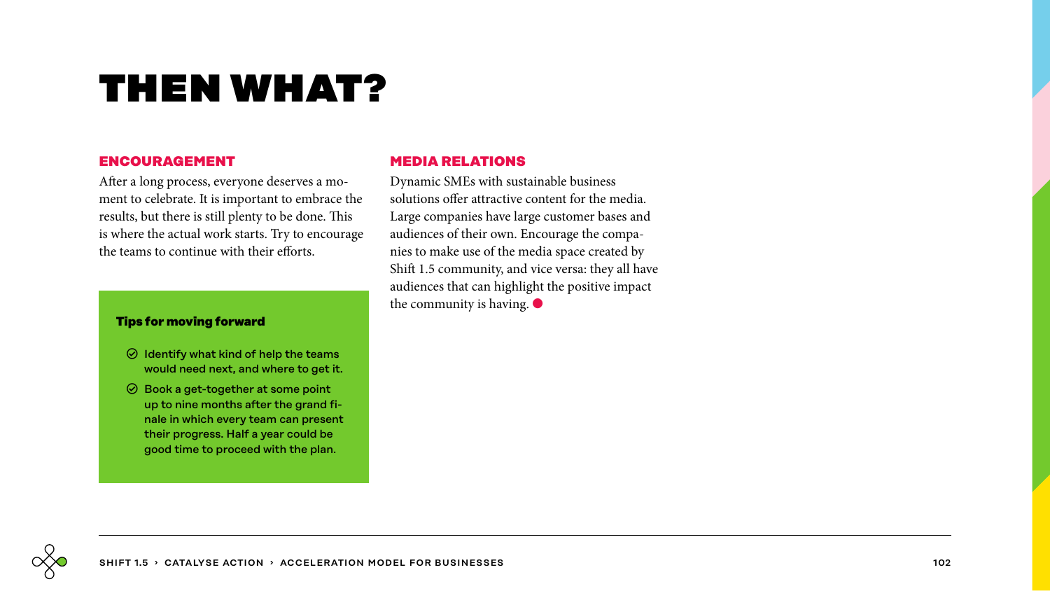# THEN WHAT?

## ENCOURAGEMENT

After a long process, everyone deserves a moment to celebrate. It is important to embrace the results, but there is still plenty to be done. This is where the actual work starts. Try to encourage the teams to continue with their efforts.

**Tips for moving forward**

- Identify what kind of help the teams would need next, and where to get it.
- Book a get-together at some point up to nine months after the grand finale in which every team can present their progress. Half a year could be good time to proceed with the plan.

## MEDIA RELATIONS

Dynamic SMEs with sustainable business solutions offer attractive content for the media. Large companies have large customer bases and audiences of their own. Encourage the companies to make use of the media space created by Shift 1.5 community, and vice versa: they all have audiences that can highlight the positive impact the community is having.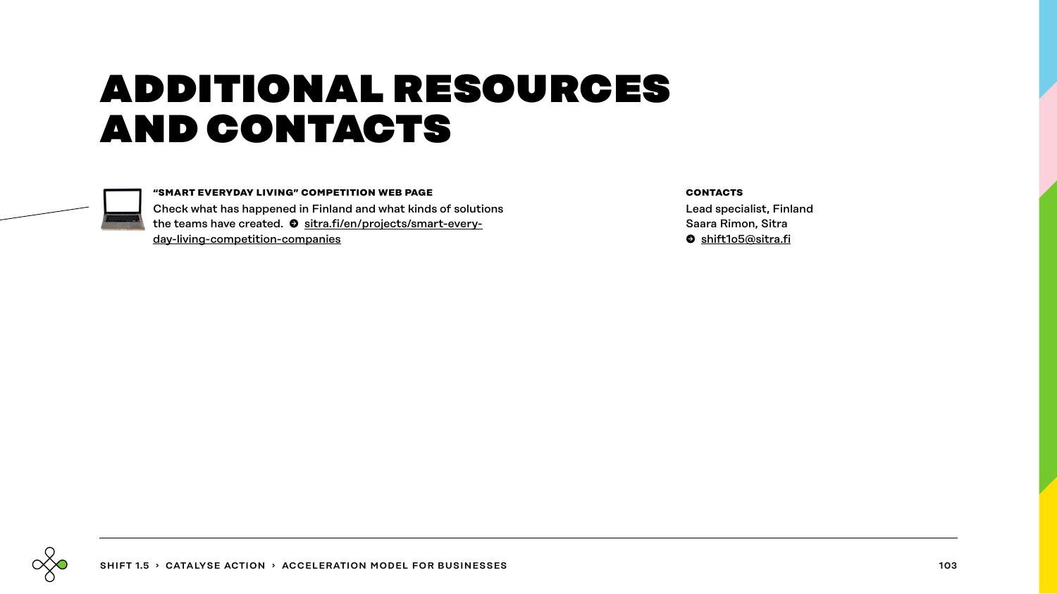# ADDITIONAL RESOURCES AND CONTACTS

**"SMART EVERYDAY LIVING" COMPETITION WEB PAGE**

Check what has happened in Finland and what kinds of solutions the teams have created. sitra.fi/en/projects/smart-every-day-living-competition-companies

**CONTACTS**

Lead specialist, Finland
Saara Rimon, Sitra
shift1o5@sitra.fi